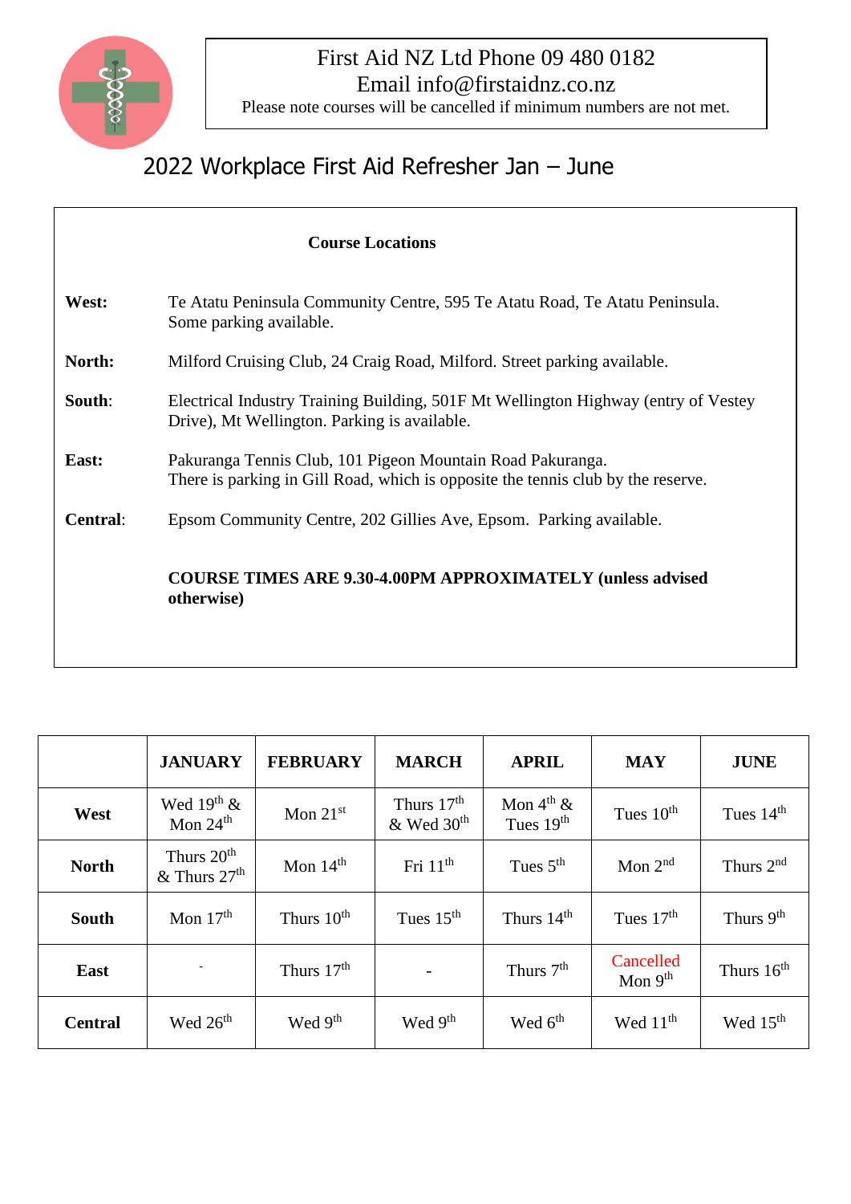First Aid NZ Ltd Phone 09 480 0182
Email info@firstaidnz.co.nz
Please note courses will be cancelled if minimum numbers are not met.

# 2022 Workplace First Aid Refresher Jan – June

## Course Locations

**West:** Te Atatu Peninsula Community Centre, 595 Te Atatu Road, Te Atatu Peninsula. Some parking available.

**North:** Milford Cruising Club, 24 Craig Road, Milford. Street parking available.

**South**: Electrical Industry Training Building, 501F Mt Wellington Highway (entry of Vestey Drive), Mt Wellington. Parking is available.

**East:** Pakuranga Tennis Club, 101 Pigeon Mountain Road Pakuranga. There is parking in Gill Road, which is opposite the tennis club by the reserve.

**Central**: Epsom Community Centre, 202 Gillies Ave, Epsom. Parking available.

**COURSE TIMES ARE 9.30-4.00PM APPROXIMATELY (unless advised otherwise)**

| | JANUARY | FEBRUARY | MARCH | APRIL | MAY | JUNE |
|---|---|---|---|---|---|---|
| **West** | Wed 19th & Mon 24th | Mon 21st | Thurs 17th & Wed 30th | Mon 4th & Tues 19th | Tues 10th | Tues 14th |
| **North** | Thurs 20th & Thurs 27th | Mon 14th | Fri 11th | Tues 5th | Mon 2nd | Thurs 2nd |
| **South** | Mon 17th | Thurs 10th | Tues 15th | Thurs 14th | Tues 17th | Thurs 9th |
| **East** | - | Thurs 17th | - | Thurs 7th | Cancelled Mon 9th | Thurs 16th |
| **Central** | Wed 26th | Wed 9th | Wed 9th | Wed 6th | Wed 11th | Wed 15th |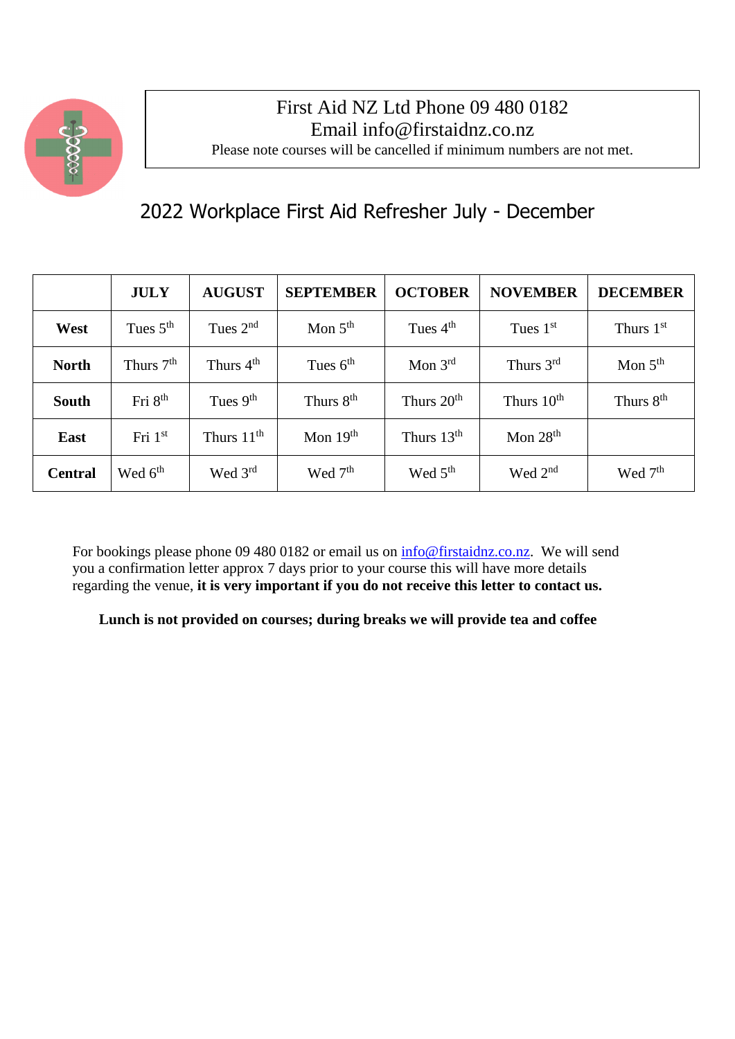First Aid NZ Ltd Phone 09 480 0182
Email info@firstaidnz.co.nz
Please note courses will be cancelled if minimum numbers are not met.

# 2022 Workplace First Aid Refresher July - December

| | JULY | AUGUST | SEPTEMBER | OCTOBER | NOVEMBER | DECEMBER |
|---|---|---|---|---|---|---|
| **West** | Tues 5th | Tues 2nd | Mon 5th | Tues 4th | Tues 1st | Thurs 1st |
| **North** | Thurs 7th | Thurs 4th | Tues 6th | Mon 3rd | Thurs 3rd | Mon 5th |
| **South** | Fri 8th | Tues 9th | Thurs 8th | Thurs 20th | Thurs 10th | Thurs 8th |
| **East** | Fri 1st | Thurs 11th | Mon 19th | Thurs 13th | Mon 28th | |
| **Central** | Wed 6th | Wed 3rd | Wed 7th | Wed 5th | Wed 2nd | Wed 7th |

For bookings please phone 09 480 0182 or email us on info@firstaidnz.co.nz. We will send you a confirmation letter approx 7 days prior to your course this will have more details regarding the venue, **it is very important if you do not receive this letter to contact us.**

**Lunch is not provided on courses; during breaks we will provide tea and coffee**